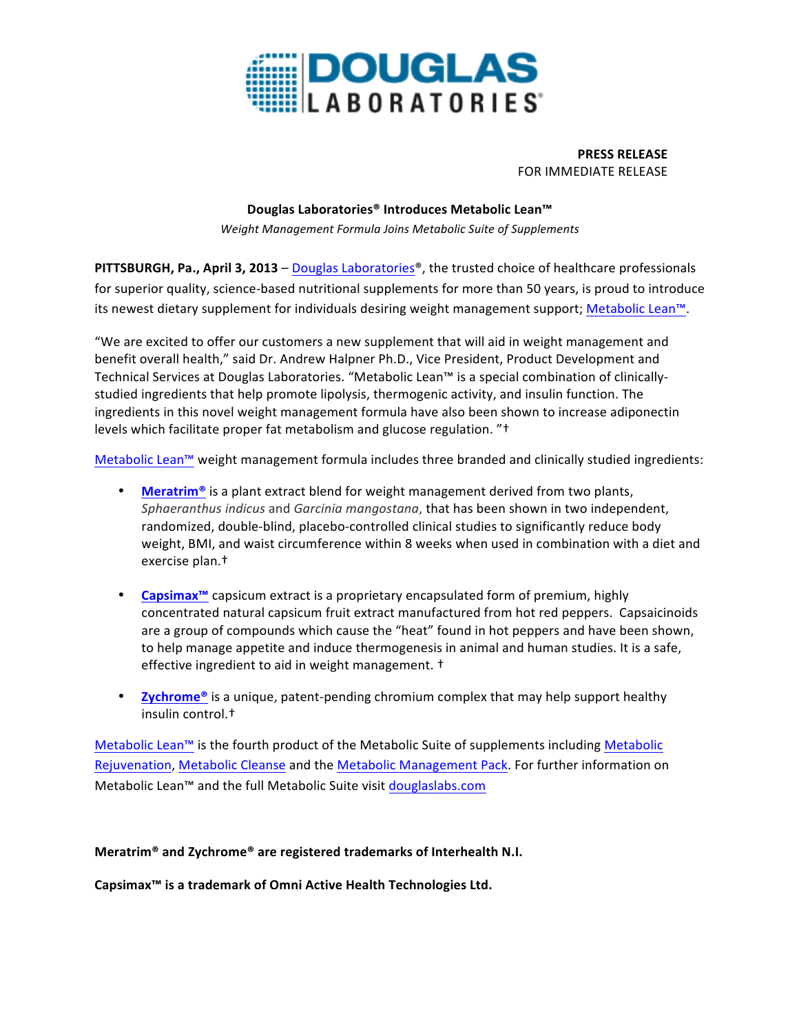DOUGLAS LABORATORIES®

**PRESS RELEASE**
FOR IMMEDIATE RELEASE

**Douglas Laboratories® Introduces Metabolic Lean™**

*Weight Management Formula Joins Metabolic Suite of Supplements*

**PITTSBURGH, Pa., April 3, 2013** – Douglas Laboratories®, the trusted choice of healthcare professionals for superior quality, science-based nutritional supplements for more than 50 years, is proud to introduce its newest dietary supplement for individuals desiring weight management support; Metabolic Lean™.

"We are excited to offer our customers a new supplement that will aid in weight management and benefit overall health," said Dr. Andrew Halpner Ph.D., Vice President, Product Development and Technical Services at Douglas Laboratories. "Metabolic Lean™ is a special combination of clinically-studied ingredients that help promote lipolysis, thermogenic activity, and insulin function. The ingredients in this novel weight management formula have also been shown to increase adiponectin levels which facilitate proper fat metabolism and glucose regulation. "†

Metabolic Lean™ weight management formula includes three branded and clinically studied ingredients:

- **Meratrim®** is a plant extract blend for weight management derived from two plants, *Sphaeranthus indicus* and *Garcinia mangostana*, that has been shown in two independent, randomized, double-blind, placebo-controlled clinical studies to significantly reduce body weight, BMI, and waist circumference within 8 weeks when used in combination with a diet and exercise plan.†

- **Capsimax™** capsicum extract is a proprietary encapsulated form of premium, highly concentrated natural capsicum fruit extract manufactured from hot red peppers. Capsaicinoids are a group of compounds which cause the "heat" found in hot peppers and have been shown, to help manage appetite and induce thermogenesis in animal and human studies. It is a safe, effective ingredient to aid in weight management. †

- **Zychrome®** is a unique, patent-pending chromium complex that may help support healthy insulin control.†

Metabolic Lean™ is the fourth product of the Metabolic Suite of supplements including Metabolic Rejuvenation, Metabolic Cleanse and the Metabolic Management Pack. For further information on Metabolic Lean™ and the full Metabolic Suite visit douglaslabs.com

**Meratrim® and Zychrome® are registered trademarks of Interhealth N.I.**

**Capsimax™ is a trademark of Omni Active Health Technologies Ltd.**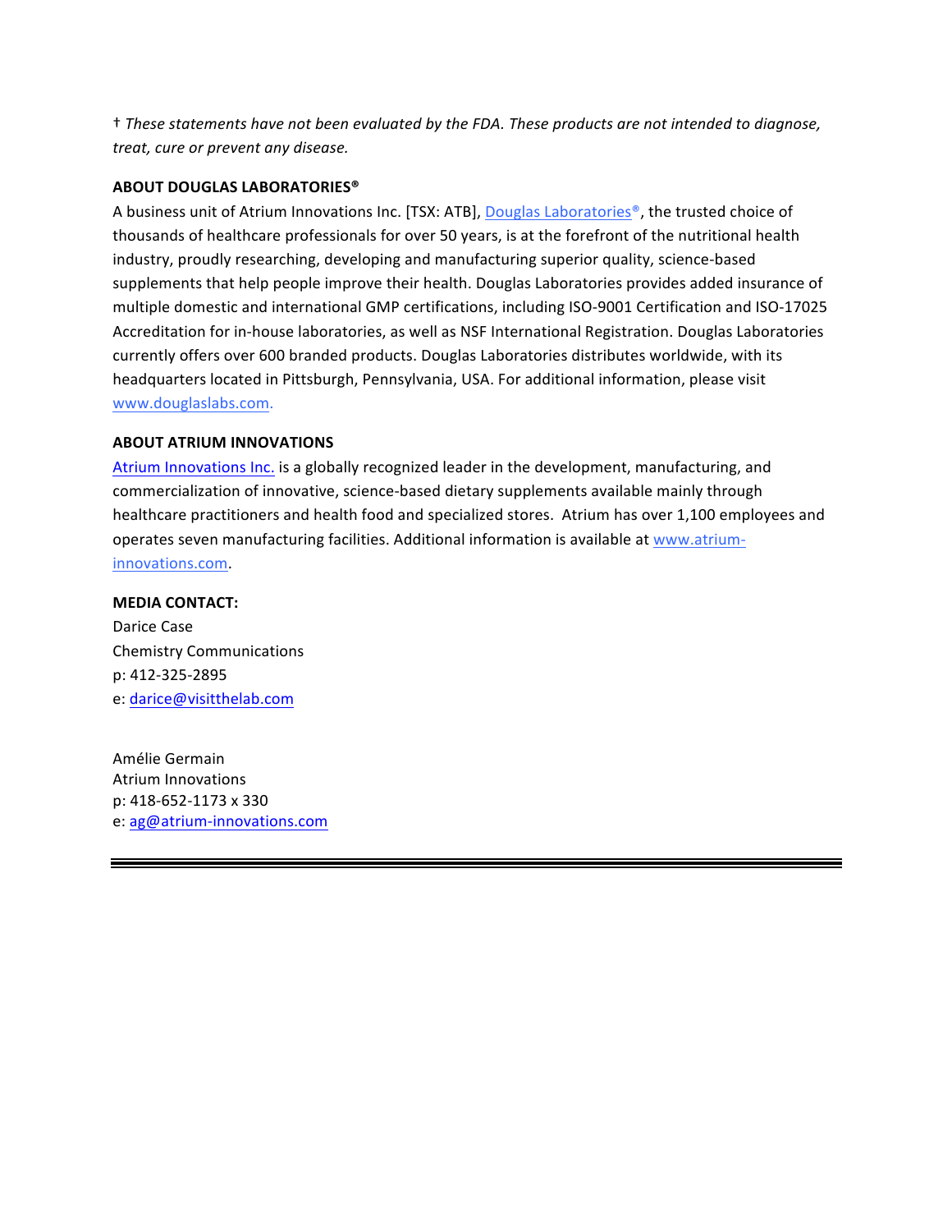† *These statements have not been evaluated by the FDA. These products are not intended to diagnose, treat, cure or prevent any disease.*

**ABOUT DOUGLAS LABORATORIES®**

A business unit of Atrium Innovations Inc. [TSX: ATB], Douglas Laboratories®, the trusted choice of thousands of healthcare professionals for over 50 years, is at the forefront of the nutritional health industry, proudly researching, developing and manufacturing superior quality, science-based supplements that help people improve their health. Douglas Laboratories provides added insurance of multiple domestic and international GMP certifications, including ISO-9001 Certification and ISO-17025 Accreditation for in-house laboratories, as well as NSF International Registration. Douglas Laboratories currently offers over 600 branded products. Douglas Laboratories distributes worldwide, with its headquarters located in Pittsburgh, Pennsylvania, USA. For additional information, please visit www.douglaslabs.com.

**ABOUT ATRIUM INNOVATIONS**

Atrium Innovations Inc. is a globally recognized leader in the development, manufacturing, and commercialization of innovative, science-based dietary supplements available mainly through healthcare practitioners and health food and specialized stores. Atrium has over 1,100 employees and operates seven manufacturing facilities. Additional information is available at www.atrium-innovations.com.

**MEDIA CONTACT:**

Darice Case
Chemistry Communications
p: 412-325-2895
e: darice@visitthelab.com

Amélie Germain
Atrium Innovations
p: 418-652-1173 x 330
e: ag@atrium-innovations.com